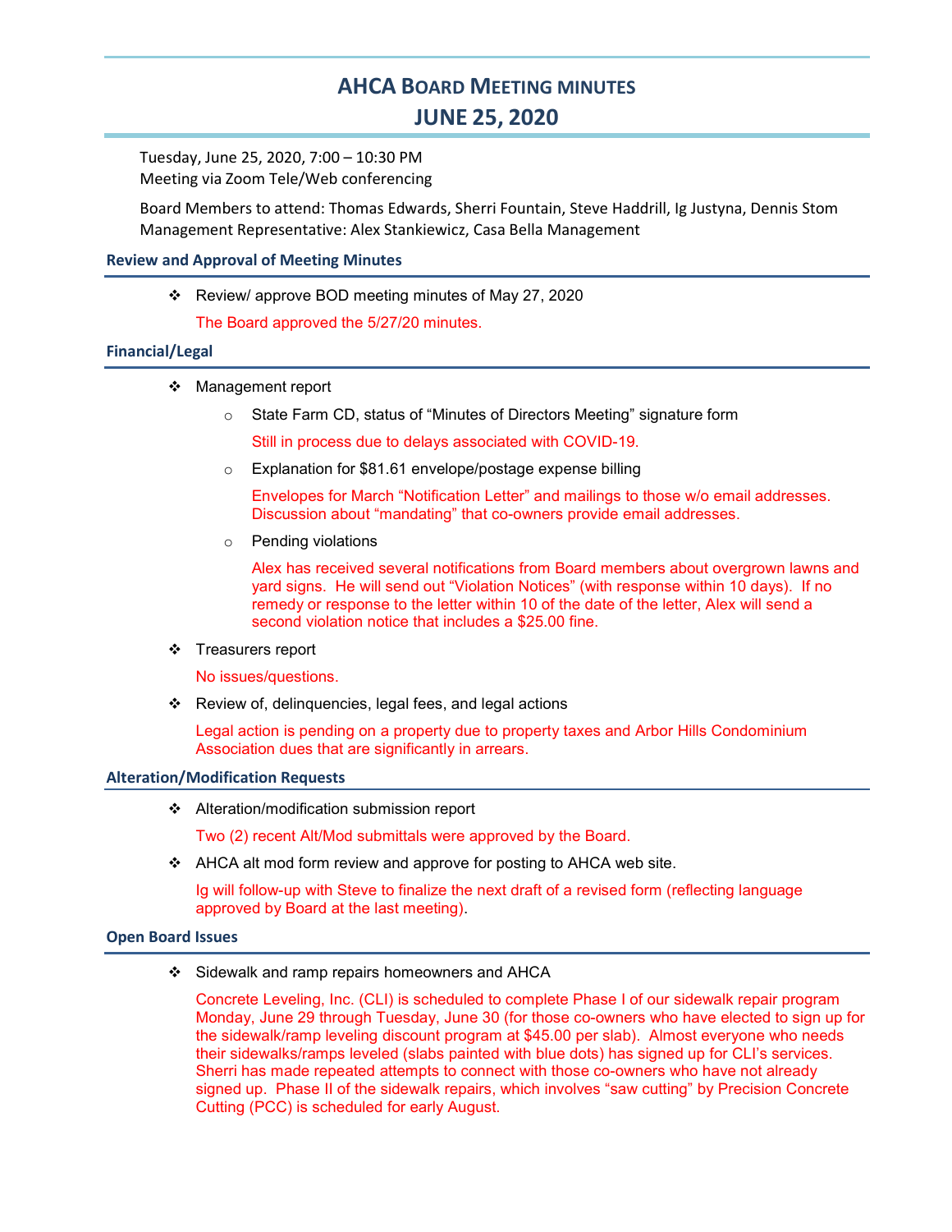# AHCA Board Meeting minutes
# JUNE 25, 2020

Tuesday, June 25, 2020, 7:00 – 10:30 PM
Meeting via Zoom Tele/Web conferencing

Board Members to attend: Thomas Edwards, Sherri Fountain, Steve Haddrill, Ig Justyna, Dennis Stom
Management Representative: Alex Stankiewicz, Casa Bella Management

### Review and Approval of Meeting Minutes

- Review/ approve BOD meeting minutes of May 27, 2020

  The Board approved the 5/27/20 minutes.

### Financial/Legal

- Management report
  - State Farm CD, status of "Minutes of Directors Meeting" signature form

    Still in process due to delays associated with COVID-19.
  - Explanation for $81.61 envelope/postage expense billing

    Envelopes for March "Notification Letter" and mailings to those w/o email addresses. Discussion about "mandating" that co-owners provide email addresses.
  - Pending violations

    Alex has received several notifications from Board members about overgrown lawns and yard signs. He will send out "Violation Notices" (with response within 10 days). If no remedy or response to the letter within 10 of the date of the letter, Alex will send a second violation notice that includes a $25.00 fine.
- Treasurers report

  No issues/questions.
- Review of, delinquencies, legal fees, and legal actions

  Legal action is pending on a property due to property taxes and Arbor Hills Condominium Association dues that are significantly in arrears.

### Alteration/Modification Requests

- Alteration/modification submission report

  Two (2) recent Alt/Mod submittals were approved by the Board.
- AHCA alt mod form review and approve for posting to AHCA web site.

  Ig will follow-up with Steve to finalize the next draft of a revised form (reflecting language approved by Board at the last meeting).

### Open Board Issues

- Sidewalk and ramp repairs homeowners and AHCA

  Concrete Leveling, Inc. (CLI) is scheduled to complete Phase I of our sidewalk repair program Monday, June 29 through Tuesday, June 30 (for those co-owners who have elected to sign up for the sidewalk/ramp leveling discount program at $45.00 per slab). Almost everyone who needs their sidewalks/ramps leveled (slabs painted with blue dots) has signed up for CLI's services. Sherri has made repeated attempts to connect with those co-owners who have not already signed up. Phase II of the sidewalk repairs, which involves "saw cutting" by Precision Concrete Cutting (PCC) is scheduled for early August.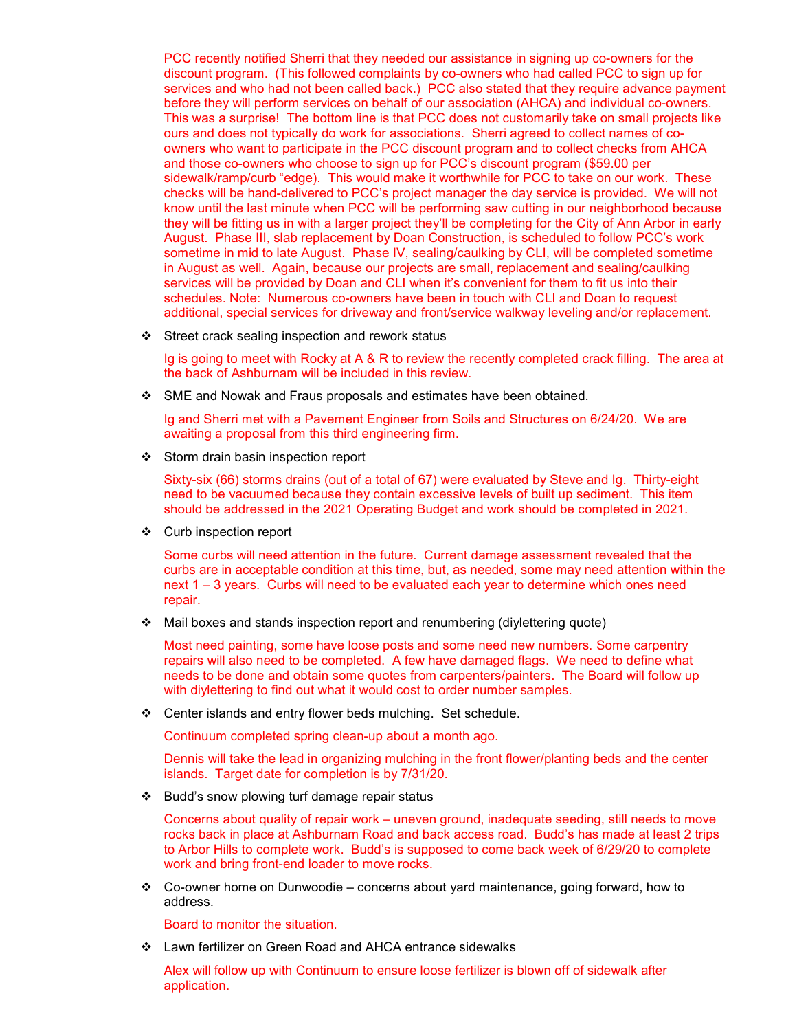PCC recently notified Sherri that they needed our assistance in signing up co-owners for the discount program. (This followed complaints by co-owners who had called PCC to sign up for services and who had not been called back.) PCC also stated that they require advance payment before they will perform services on behalf of our association (AHCA) and individual co-owners. This was a surprise! The bottom line is that PCC does not customarily take on small projects like ours and does not typically do work for associations. Sherri agreed to collect names of co-owners who want to participate in the PCC discount program and to collect checks from AHCA and those co-owners who choose to sign up for PCC's discount program ($59.00 per sidewalk/ramp/curb "edge). This would make it worthwhile for PCC to take on our work. These checks will be hand-delivered to PCC's project manager the day service is provided. We will not know until the last minute when PCC will be performing saw cutting in our neighborhood because they will be fitting us in with a larger project they'll be completing for the City of Ann Arbor in early August. Phase III, slab replacement by Doan Construction, is scheduled to follow PCC's work sometime in mid to late August. Phase IV, sealing/caulking by CLI, will be completed sometime in August as well. Again, because our projects are small, replacement and sealing/caulking services will be provided by Doan and CLI when it's convenient for them to fit us into their schedules. Note: Numerous co-owners have been in touch with CLI and Doan to request additional, special services for driveway and front/service walkway leveling and/or replacement.

- Street crack sealing inspection and rework status

  Ig is going to meet with Rocky at A & R to review the recently completed crack filling. The area at the back of Ashburnam will be included in this review.

- SME and Nowak and Fraus proposals and estimates have been obtained.

  Ig and Sherri met with a Pavement Engineer from Soils and Structures on 6/24/20. We are awaiting a proposal from this third engineering firm.

- Storm drain basin inspection report

  Sixty-six (66) storms drains (out of a total of 67) were evaluated by Steve and Ig. Thirty-eight need to be vacuumed because they contain excessive levels of built up sediment. This item should be addressed in the 2021 Operating Budget and work should be completed in 2021.

- Curb inspection report

  Some curbs will need attention in the future. Current damage assessment revealed that the curbs are in acceptable condition at this time, but, as needed, some may need attention within the next 1 – 3 years. Curbs will need to be evaluated each year to determine which ones need repair.

- Mail boxes and stands inspection report and renumbering (diylettering quote)

  Most need painting, some have loose posts and some need new numbers. Some carpentry repairs will also need to be completed. A few have damaged flags. We need to define what needs to be done and obtain some quotes from carpenters/painters. The Board will follow up with diylettering to find out what it would cost to order number samples.

- Center islands and entry flower beds mulching. Set schedule.

  Continuum completed spring clean-up about a month ago.

  Dennis will take the lead in organizing mulching in the front flower/planting beds and the center islands. Target date for completion is by 7/31/20.

- Budd's snow plowing turf damage repair status

  Concerns about quality of repair work – uneven ground, inadequate seeding, still needs to move rocks back in place at Ashburnam Road and back access road. Budd's has made at least 2 trips to Arbor Hills to complete work. Budd's is supposed to come back week of 6/29/20 to complete work and bring front-end loader to move rocks.

- Co-owner home on Dunwoodie – concerns about yard maintenance, going forward, how to address.

  Board to monitor the situation.

- Lawn fertilizer on Green Road and AHCA entrance sidewalks

  Alex will follow up with Continuum to ensure loose fertilizer is blown off of sidewalk after application.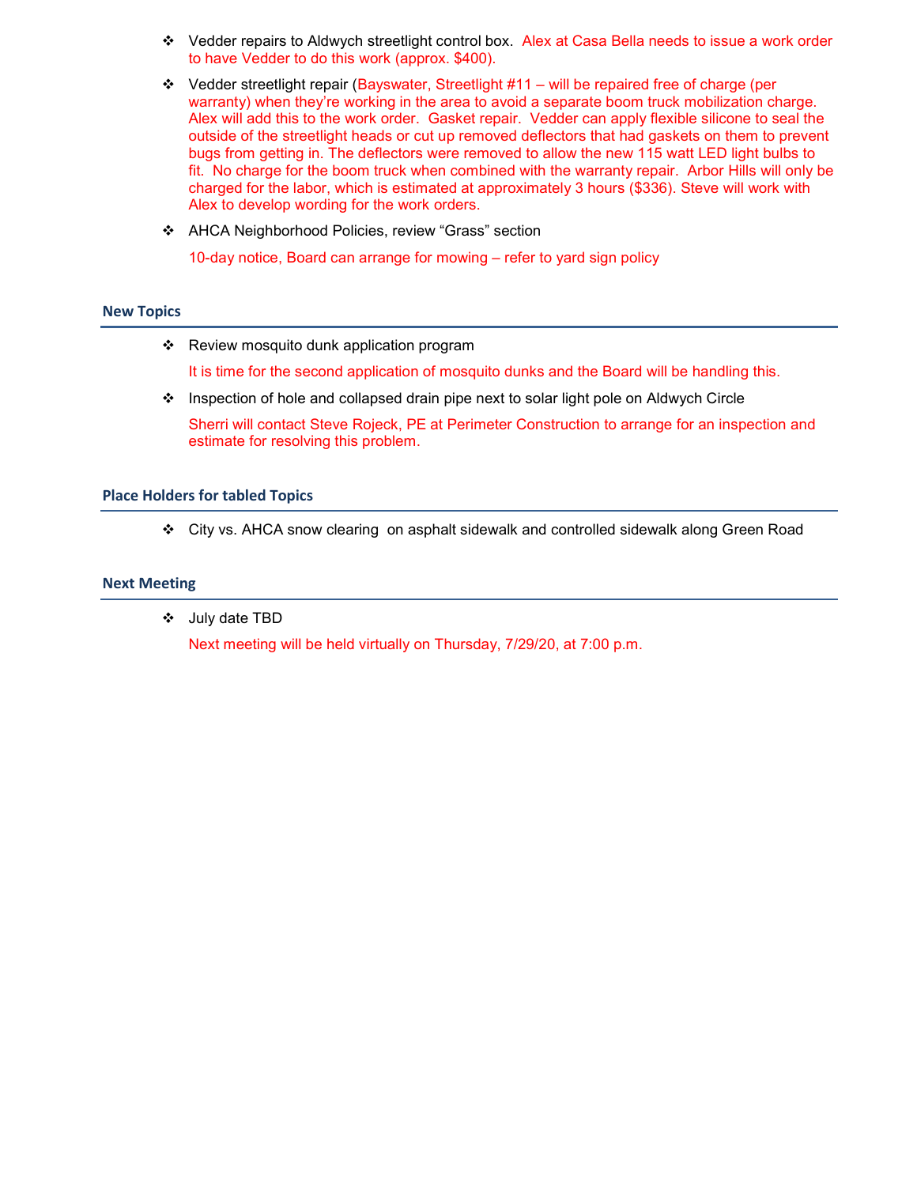- Vedder repairs to Aldwych streetlight control box. Alex at Casa Bella needs to issue a work order to have Vedder to do this work (approx. $400).
- Vedder streetlight repair (Bayswater, Streetlight #11 – will be repaired free of charge (per warranty) when they're working in the area to avoid a separate boom truck mobilization charge. Alex will add this to the work order. Gasket repair. Vedder can apply flexible silicone to seal the outside of the streetlight heads or cut up removed deflectors that had gaskets on them to prevent bugs from getting in. The deflectors were removed to allow the new 115 watt LED light bulbs to fit. No charge for the boom truck when combined with the warranty repair. Arbor Hills will only be charged for the labor, which is estimated at approximately 3 hours ($336). Steve will work with Alex to develop wording for the work orders.
- AHCA Neighborhood Policies, review "Grass" section

  10-day notice, Board can arrange for mowing – refer to yard sign policy

## New Topics

- Review mosquito dunk application program

  It is time for the second application of mosquito dunks and the Board will be handling this.
- Inspection of hole and collapsed drain pipe next to solar light pole on Aldwych Circle

  Sherri will contact Steve Rojeck, PE at Perimeter Construction to arrange for an inspection and estimate for resolving this problem.

## Place Holders for tabled Topics

- City vs. AHCA snow clearing on asphalt sidewalk and controlled sidewalk along Green Road

## Next Meeting

- July date TBD

  Next meeting will be held virtually on Thursday, 7/29/20, at 7:00 p.m.